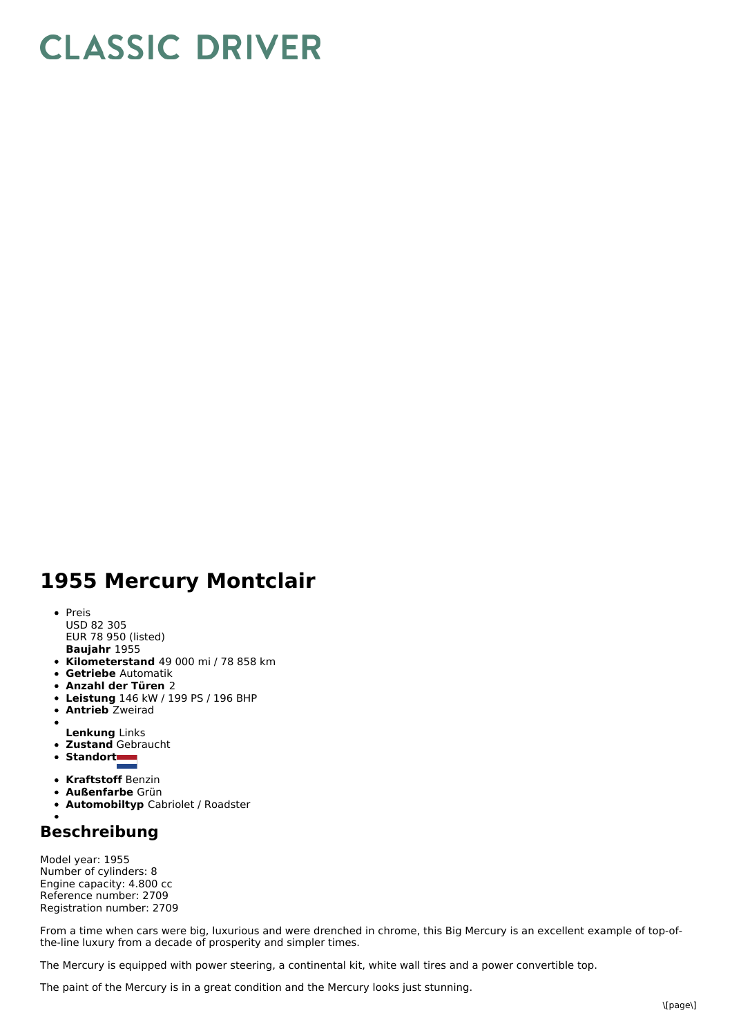# CLASSIC DRIVER

# 1955 Mercury Montclair

- Preis
  USD 82 305
  EUR 78 950 (listed)
  **Baujahr** 1955
- **Kilometerstand** 49 000 mi / 78 858 km
- **Getriebe** Automatik
- **Anzahl der Türen** 2
- **Leistung** 146 kW / 199 PS / 196 BHP
- **Antrieb** Zweirad
- **Lenkung** Links
- **Zustand** Gebraucht
- **Standort**
- **Kraftstoff** Benzin
- **Außenfarbe** Grün
- **Automobiltyp** Cabriolet / Roadster

## Beschreibung

Model year: 1955
Number of cylinders: 8
Engine capacity: 4.800 cc
Reference number: 2709
Registration number: 2709

From a time when cars were big, luxurious and were drenched in chrome, this Big Mercury is an excellent example of top-of-the-line luxury from a decade of prosperity and simpler times.

The Mercury is equipped with power steering, a continental kit, white wall tires and a power convertible top.

The paint of the Mercury is in a great condition and the Mercury looks just stunning.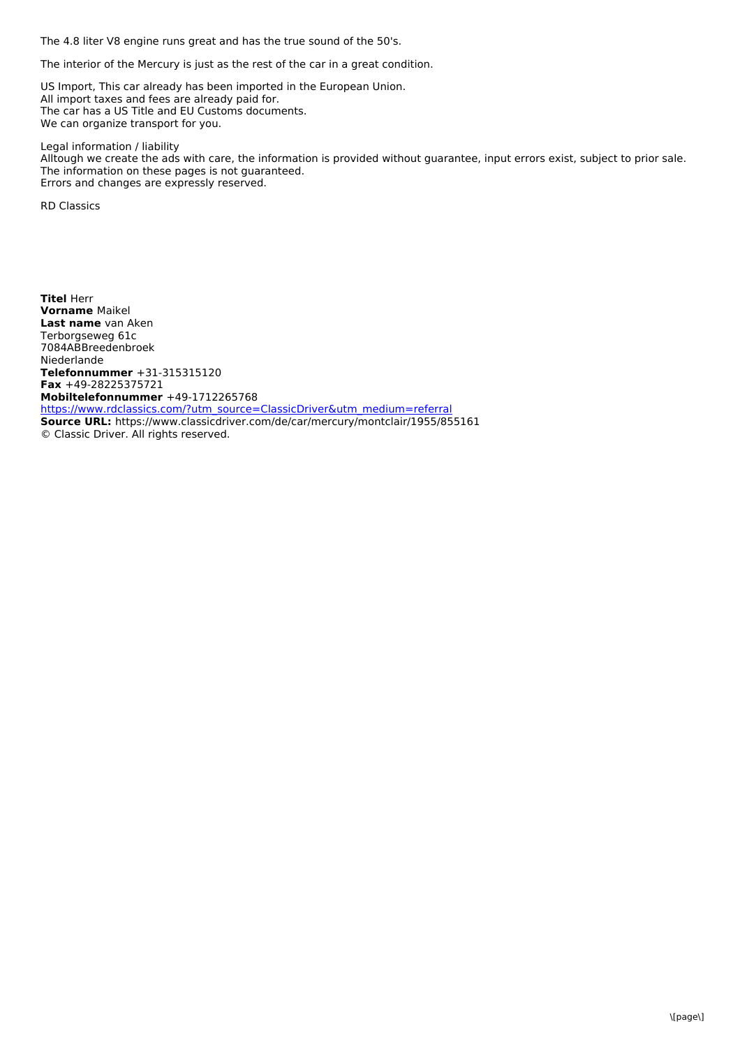The 4.8 liter V8 engine runs great and has the true sound of the 50's.

The interior of the Mercury is just as the rest of the car in a great condition.

US Import, This car already has been imported in the European Union.
All import taxes and fees are already paid for.
The car has a US Title and EU Customs documents.
We can organize transport for you.

Legal information / liability
Alltough we create the ads with care, the information is provided without guarantee, input errors exist, subject to prior sale.
The information on these pages is not guaranteed.
Errors and changes are expressly reserved.

RD Classics

**Titel** Herr
**Vorname** Maikel
**Last name** van Aken
Terborgseweg 61c
7084ABBreedenbroek
Niederlande
**Telefonnummer** +31-315315120
**Fax** +49-28225375721
**Mobiltelefonnummer** +49-1712265768
https://www.rdclassics.com/?utm_source=ClassicDriver&utm_medium=referral
**Source URL:** https://www.classicdriver.com/de/car/mercury/montclair/1955/855161
© Classic Driver. All rights reserved.